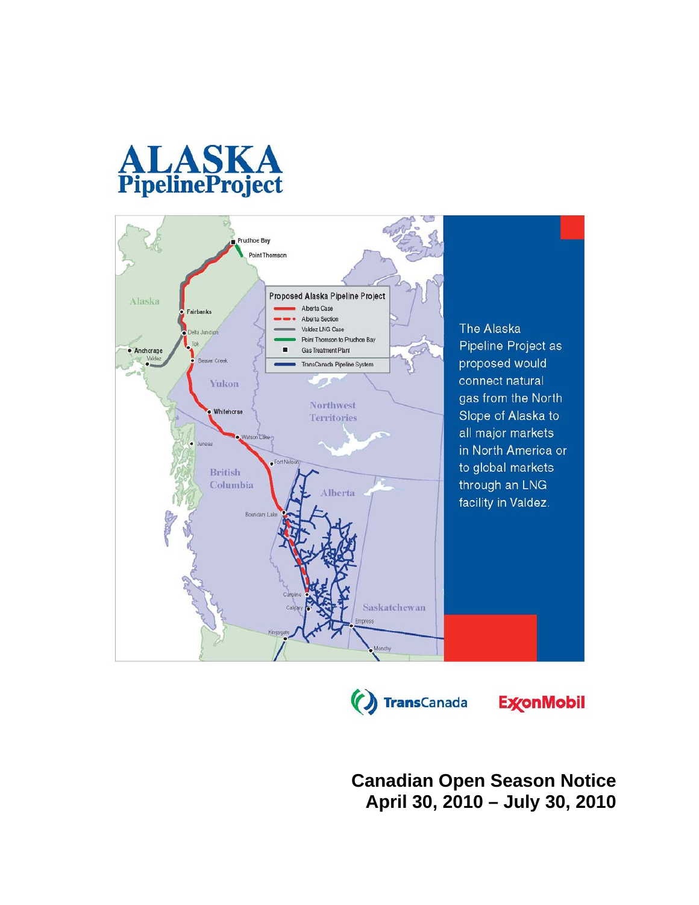# ALASKA PipelineProject

The Alaska Pipeline Project as proposed would connect natural gas from the North Slope of Alaska to all major markets in North America or to global markets through an LNG facility in Valdez.

TransCanada ExxonMobil

## Canadian Open Season Notice
## April 30, 2010 – July 30, 2010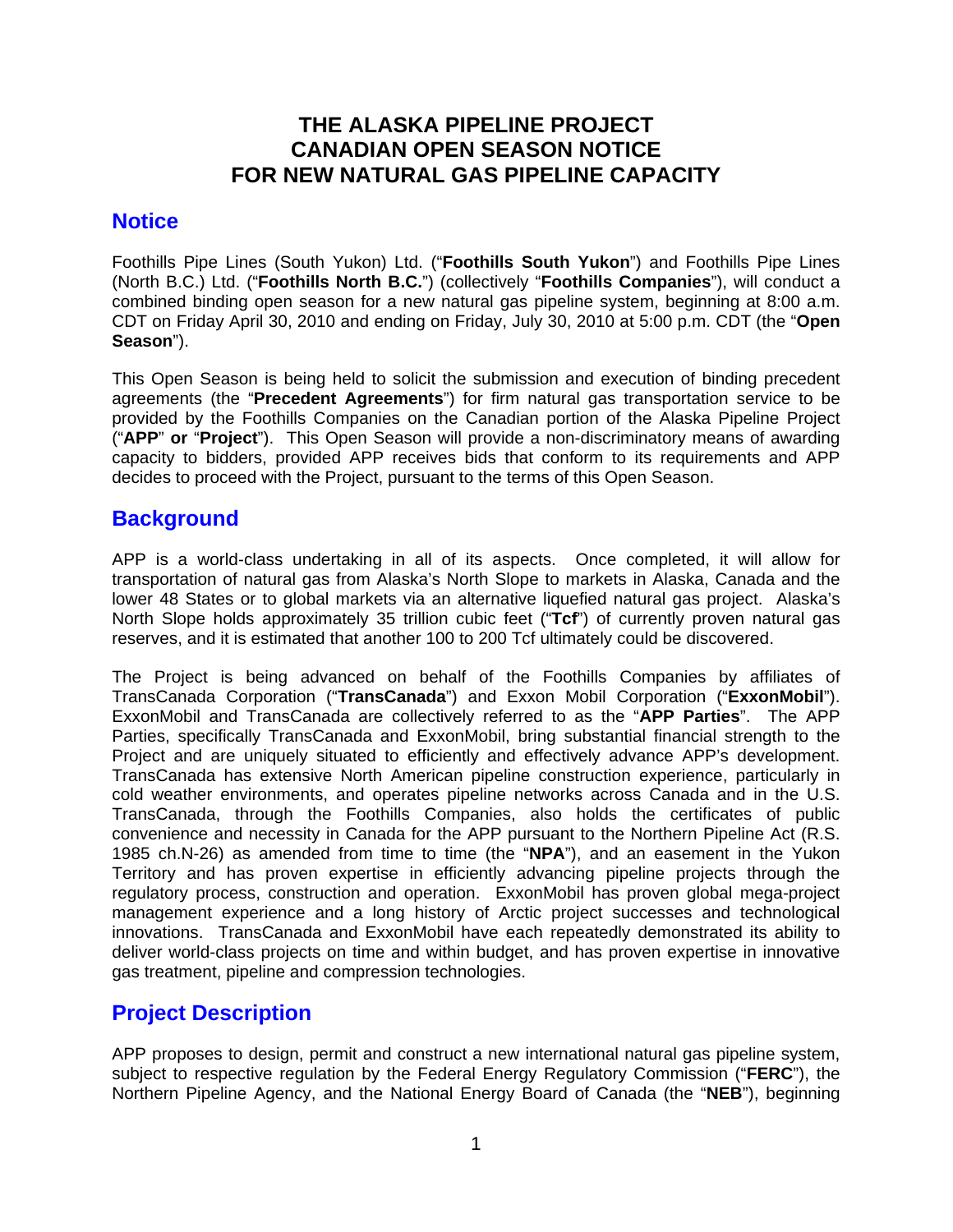# THE ALASKA PIPELINE PROJECT
# CANADIAN OPEN SEASON NOTICE
# FOR NEW NATURAL GAS PIPELINE CAPACITY

## Notice

Foothills Pipe Lines (South Yukon) Ltd. ("**Foothills South Yukon**") and Foothills Pipe Lines (North B.C.) Ltd. ("**Foothills North B.C.**") (collectively "**Foothills Companies**"), will conduct a combined binding open season for a new natural gas pipeline system, beginning at 8:00 a.m. CDT on Friday April 30, 2010 and ending on Friday, July 30, 2010 at 5:00 p.m. CDT (the "**Open Season**").

This Open Season is being held to solicit the submission and execution of binding precedent agreements (the "**Precedent Agreements**") for firm natural gas transportation service to be provided by the Foothills Companies on the Canadian portion of the Alaska Pipeline Project ("**APP**" **or** "**Project**"). This Open Season will provide a non-discriminatory means of awarding capacity to bidders, provided APP receives bids that conform to its requirements and APP decides to proceed with the Project, pursuant to the terms of this Open Season.

## Background

APP is a world-class undertaking in all of its aspects. Once completed, it will allow for transportation of natural gas from Alaska's North Slope to markets in Alaska, Canada and the lower 48 States or to global markets via an alternative liquefied natural gas project. Alaska's North Slope holds approximately 35 trillion cubic feet ("**Tcf**") of currently proven natural gas reserves, and it is estimated that another 100 to 200 Tcf ultimately could be discovered.

The Project is being advanced on behalf of the Foothills Companies by affiliates of TransCanada Corporation ("**TransCanada**") and Exxon Mobil Corporation ("**ExxonMobil**"). ExxonMobil and TransCanada are collectively referred to as the "**APP Parties**". The APP Parties, specifically TransCanada and ExxonMobil, bring substantial financial strength to the Project and are uniquely situated to efficiently and effectively advance APP's development. TransCanada has extensive North American pipeline construction experience, particularly in cold weather environments, and operates pipeline networks across Canada and in the U.S. TransCanada, through the Foothills Companies, also holds the certificates of public convenience and necessity in Canada for the APP pursuant to the Northern Pipeline Act (R.S. 1985 ch.N-26) as amended from time to time (the "**NPA**"), and an easement in the Yukon Territory and has proven expertise in efficiently advancing pipeline projects through the regulatory process, construction and operation. ExxonMobil has proven global mega-project management experience and a long history of Arctic project successes and technological innovations. TransCanada and ExxonMobil have each repeatedly demonstrated its ability to deliver world-class projects on time and within budget, and has proven expertise in innovative gas treatment, pipeline and compression technologies.

## Project Description

APP proposes to design, permit and construct a new international natural gas pipeline system, subject to respective regulation by the Federal Energy Regulatory Commission ("**FERC**"), the Northern Pipeline Agency, and the National Energy Board of Canada (the "**NEB**"), beginning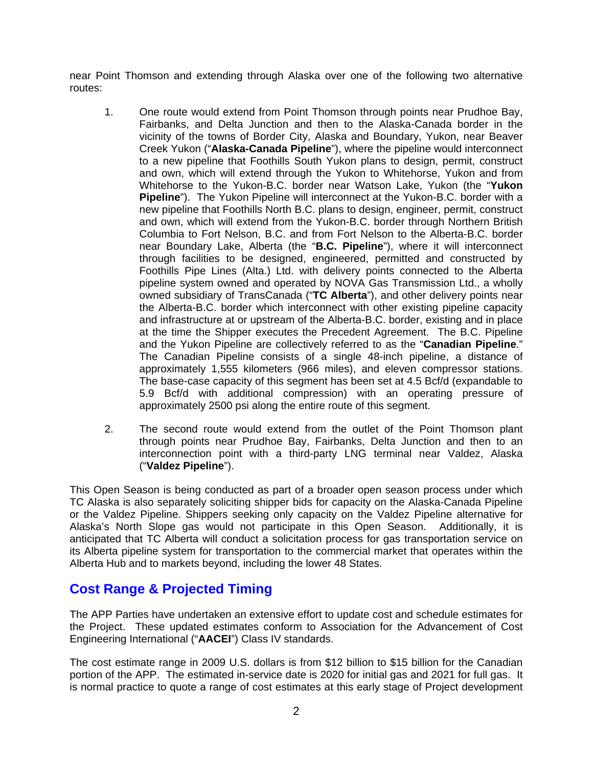near Point Thomson and extending through Alaska over one of the following two alternative routes:

1. One route would extend from Point Thomson through points near Prudhoe Bay, Fairbanks, and Delta Junction and then to the Alaska-Canada border in the vicinity of the towns of Border City, Alaska and Boundary, Yukon, near Beaver Creek Yukon ("**Alaska-Canada Pipeline**"), where the pipeline would interconnect to a new pipeline that Foothills South Yukon plans to design, permit, construct and own, which will extend through the Yukon to Whitehorse, Yukon and from Whitehorse to the Yukon-B.C. border near Watson Lake, Yukon (the "**Yukon Pipeline**"). The Yukon Pipeline will interconnect at the Yukon-B.C. border with a new pipeline that Foothills North B.C. plans to design, engineer, permit, construct and own, which will extend from the Yukon-B.C. border through Northern British Columbia to Fort Nelson, B.C. and from Fort Nelson to the Alberta-B.C. border near Boundary Lake, Alberta (the "**B.C. Pipeline**"), where it will interconnect through facilities to be designed, engineered, permitted and constructed by Foothills Pipe Lines (Alta.) Ltd. with delivery points connected to the Alberta pipeline system owned and operated by NOVA Gas Transmission Ltd., a wholly owned subsidiary of TransCanada ("**TC Alberta**"), and other delivery points near the Alberta-B.C. border which interconnect with other existing pipeline capacity and infrastructure at or upstream of the Alberta-B.C. border, existing and in place at the time the Shipper executes the Precedent Agreement. The B.C. Pipeline and the Yukon Pipeline are collectively referred to as the "**Canadian Pipeline**." The Canadian Pipeline consists of a single 48-inch pipeline, a distance of approximately 1,555 kilometers (966 miles), and eleven compressor stations. The base-case capacity of this segment has been set at 4.5 Bcf/d (expandable to 5.9 Bcf/d with additional compression) with an operating pressure of approximately 2500 psi along the entire route of this segment.

2. The second route would extend from the outlet of the Point Thomson plant through points near Prudhoe Bay, Fairbanks, Delta Junction and then to an interconnection point with a third-party LNG terminal near Valdez, Alaska ("**Valdez Pipeline**").

This Open Season is being conducted as part of a broader open season process under which TC Alaska is also separately soliciting shipper bids for capacity on the Alaska-Canada Pipeline or the Valdez Pipeline. Shippers seeking only capacity on the Valdez Pipeline alternative for Alaska's North Slope gas would not participate in this Open Season. Additionally, it is anticipated that TC Alberta will conduct a solicitation process for gas transportation service on its Alberta pipeline system for transportation to the commercial market that operates within the Alberta Hub and to markets beyond, including the lower 48 States.

## Cost Range & Projected Timing

The APP Parties have undertaken an extensive effort to update cost and schedule estimates for the Project. These updated estimates conform to Association for the Advancement of Cost Engineering International ("**AACEI**") Class IV standards.

The cost estimate range in 2009 U.S. dollars is from $12 billion to $15 billion for the Canadian portion of the APP. The estimated in-service date is 2020 for initial gas and 2021 for full gas. It is normal practice to quote a range of cost estimates at this early stage of Project development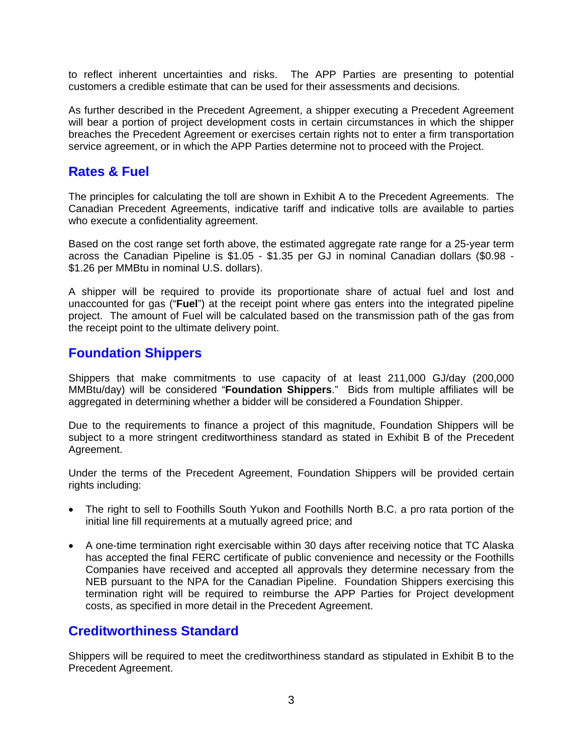to reflect inherent uncertainties and risks. The APP Parties are presenting to potential customers a credible estimate that can be used for their assessments and decisions.

As further described in the Precedent Agreement, a shipper executing a Precedent Agreement will bear a portion of project development costs in certain circumstances in which the shipper breaches the Precedent Agreement or exercises certain rights not to enter a firm transportation service agreement, or in which the APP Parties determine not to proceed with the Project.

## Rates & Fuel

The principles for calculating the toll are shown in Exhibit A to the Precedent Agreements. The Canadian Precedent Agreements, indicative tariff and indicative tolls are available to parties who execute a confidentiality agreement.

Based on the cost range set forth above, the estimated aggregate rate range for a 25-year term across the Canadian Pipeline is $1.05 - $1.35 per GJ in nominal Canadian dollars ($0.98 - $1.26 per MMBtu in nominal U.S. dollars).

A shipper will be required to provide its proportionate share of actual fuel and lost and unaccounted for gas ("**Fuel**") at the receipt point where gas enters into the integrated pipeline project. The amount of Fuel will be calculated based on the transmission path of the gas from the receipt point to the ultimate delivery point.

## Foundation Shippers

Shippers that make commitments to use capacity of at least 211,000 GJ/day (200,000 MMBtu/day) will be considered "**Foundation Shippers**." Bids from multiple affiliates will be aggregated in determining whether a bidder will be considered a Foundation Shipper.

Due to the requirements to finance a project of this magnitude, Foundation Shippers will be subject to a more stringent creditworthiness standard as stated in Exhibit B of the Precedent Agreement.

Under the terms of the Precedent Agreement, Foundation Shippers will be provided certain rights including:

- The right to sell to Foothills South Yukon and Foothills North B.C. a pro rata portion of the initial line fill requirements at a mutually agreed price; and
- A one-time termination right exercisable within 30 days after receiving notice that TC Alaska has accepted the final FERC certificate of public convenience and necessity or the Foothills Companies have received and accepted all approvals they determine necessary from the NEB pursuant to the NPA for the Canadian Pipeline. Foundation Shippers exercising this termination right will be required to reimburse the APP Parties for Project development costs, as specified in more detail in the Precedent Agreement.

## Creditworthiness Standard

Shippers will be required to meet the creditworthiness standard as stipulated in Exhibit B to the Precedent Agreement.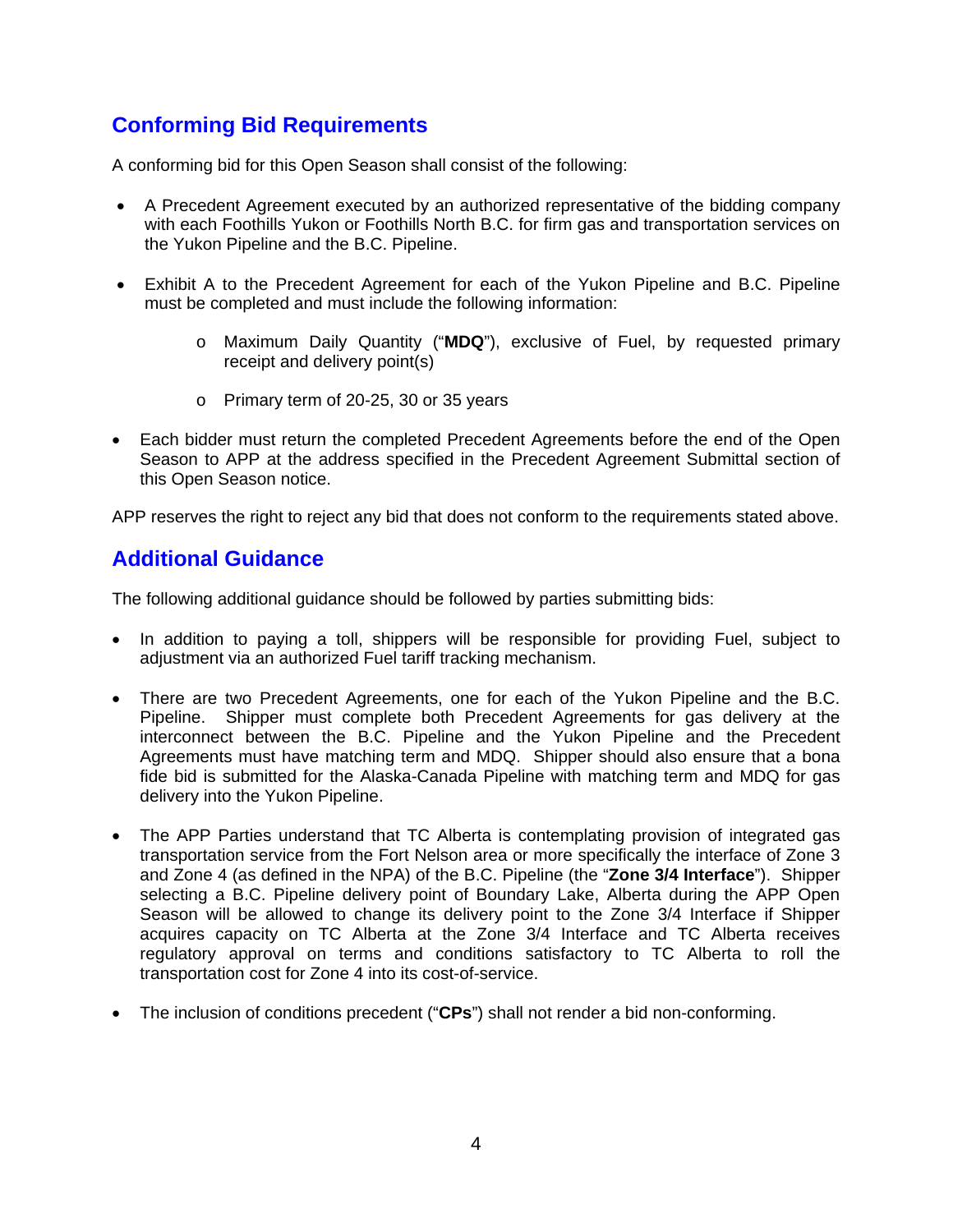## Conforming Bid Requirements

A conforming bid for this Open Season shall consist of the following:

- A Precedent Agreement executed by an authorized representative of the bidding company with each Foothills Yukon or Foothills North B.C. for firm gas and transportation services on the Yukon Pipeline and the B.C. Pipeline.
- Exhibit A to the Precedent Agreement for each of the Yukon Pipeline and B.C. Pipeline must be completed and must include the following information:
  - Maximum Daily Quantity ("**MDQ**"), exclusive of Fuel, by requested primary receipt and delivery point(s)
  - Primary term of 20-25, 30 or 35 years
- Each bidder must return the completed Precedent Agreements before the end of the Open Season to APP at the address specified in the Precedent Agreement Submittal section of this Open Season notice.

APP reserves the right to reject any bid that does not conform to the requirements stated above.

## Additional Guidance

The following additional guidance should be followed by parties submitting bids:

- In addition to paying a toll, shippers will be responsible for providing Fuel, subject to adjustment via an authorized Fuel tariff tracking mechanism.
- There are two Precedent Agreements, one for each of the Yukon Pipeline and the B.C. Pipeline. Shipper must complete both Precedent Agreements for gas delivery at the interconnect between the B.C. Pipeline and the Yukon Pipeline and the Precedent Agreements must have matching term and MDQ. Shipper should also ensure that a bona fide bid is submitted for the Alaska-Canada Pipeline with matching term and MDQ for gas delivery into the Yukon Pipeline.
- The APP Parties understand that TC Alberta is contemplating provision of integrated gas transportation service from the Fort Nelson area or more specifically the interface of Zone 3 and Zone 4 (as defined in the NPA) of the B.C. Pipeline (the "**Zone 3/4 Interface**"). Shipper selecting a B.C. Pipeline delivery point of Boundary Lake, Alberta during the APP Open Season will be allowed to change its delivery point to the Zone 3/4 Interface if Shipper acquires capacity on TC Alberta at the Zone 3/4 Interface and TC Alberta receives regulatory approval on terms and conditions satisfactory to TC Alberta to roll the transportation cost for Zone 4 into its cost-of-service.
- The inclusion of conditions precedent ("**CPs**") shall not render a bid non-conforming.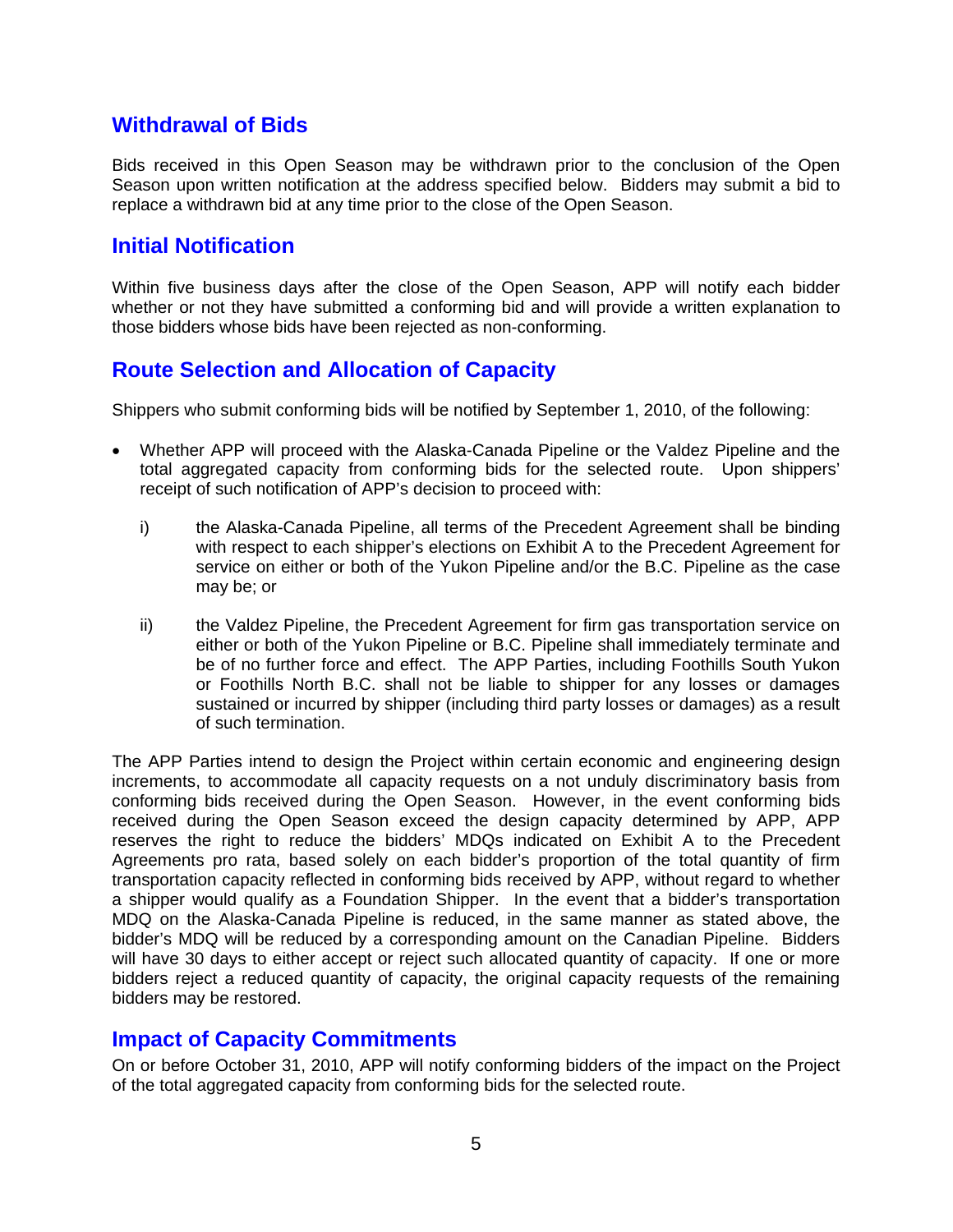## Withdrawal of Bids

Bids received in this Open Season may be withdrawn prior to the conclusion of the Open Season upon written notification at the address specified below. Bidders may submit a bid to replace a withdrawn bid at any time prior to the close of the Open Season.

## Initial Notification

Within five business days after the close of the Open Season, APP will notify each bidder whether or not they have submitted a conforming bid and will provide a written explanation to those bidders whose bids have been rejected as non-conforming.

## Route Selection and Allocation of Capacity

Shippers who submit conforming bids will be notified by September 1, 2010, of the following:

- Whether APP will proceed with the Alaska-Canada Pipeline or the Valdez Pipeline and the total aggregated capacity from conforming bids for the selected route. Upon shippers' receipt of such notification of APP's decision to proceed with:

  i) the Alaska-Canada Pipeline, all terms of the Precedent Agreement shall be binding with respect to each shipper's elections on Exhibit A to the Precedent Agreement for service on either or both of the Yukon Pipeline and/or the B.C. Pipeline as the case may be; or

  ii) the Valdez Pipeline, the Precedent Agreement for firm gas transportation service on either or both of the Yukon Pipeline or B.C. Pipeline shall immediately terminate and be of no further force and effect. The APP Parties, including Foothills South Yukon or Foothills North B.C. shall not be liable to shipper for any losses or damages sustained or incurred by shipper (including third party losses or damages) as a result of such termination.

The APP Parties intend to design the Project within certain economic and engineering design increments, to accommodate all capacity requests on a not unduly discriminatory basis from conforming bids received during the Open Season. However, in the event conforming bids received during the Open Season exceed the design capacity determined by APP, APP reserves the right to reduce the bidders' MDQs indicated on Exhibit A to the Precedent Agreements pro rata, based solely on each bidder's proportion of the total quantity of firm transportation capacity reflected in conforming bids received by APP, without regard to whether a shipper would qualify as a Foundation Shipper. In the event that a bidder's transportation MDQ on the Alaska-Canada Pipeline is reduced, in the same manner as stated above, the bidder's MDQ will be reduced by a corresponding amount on the Canadian Pipeline. Bidders will have 30 days to either accept or reject such allocated quantity of capacity. If one or more bidders reject a reduced quantity of capacity, the original capacity requests of the remaining bidders may be restored.

## Impact of Capacity Commitments

On or before October 31, 2010, APP will notify conforming bidders of the impact on the Project of the total aggregated capacity from conforming bids for the selected route.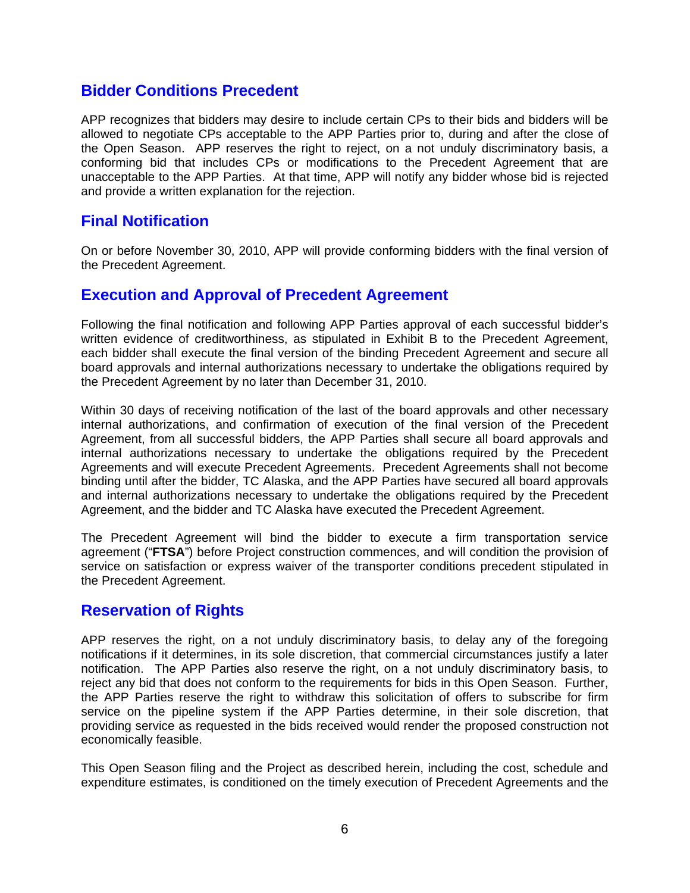## Bidder Conditions Precedent

APP recognizes that bidders may desire to include certain CPs to their bids and bidders will be allowed to negotiate CPs acceptable to the APP Parties prior to, during and after the close of the Open Season. APP reserves the right to reject, on a not unduly discriminatory basis, a conforming bid that includes CPs or modifications to the Precedent Agreement that are unacceptable to the APP Parties. At that time, APP will notify any bidder whose bid is rejected and provide a written explanation for the rejection.

## Final Notification

On or before November 30, 2010, APP will provide conforming bidders with the final version of the Precedent Agreement.

## Execution and Approval of Precedent Agreement

Following the final notification and following APP Parties approval of each successful bidder's written evidence of creditworthiness, as stipulated in Exhibit B to the Precedent Agreement, each bidder shall execute the final version of the binding Precedent Agreement and secure all board approvals and internal authorizations necessary to undertake the obligations required by the Precedent Agreement by no later than December 31, 2010.

Within 30 days of receiving notification of the last of the board approvals and other necessary internal authorizations, and confirmation of execution of the final version of the Precedent Agreement, from all successful bidders, the APP Parties shall secure all board approvals and internal authorizations necessary to undertake the obligations required by the Precedent Agreements and will execute Precedent Agreements. Precedent Agreements shall not become binding until after the bidder, TC Alaska, and the APP Parties have secured all board approvals and internal authorizations necessary to undertake the obligations required by the Precedent Agreement, and the bidder and TC Alaska have executed the Precedent Agreement.

The Precedent Agreement will bind the bidder to execute a firm transportation service agreement ("**FTSA**") before Project construction commences, and will condition the provision of service on satisfaction or express waiver of the transporter conditions precedent stipulated in the Precedent Agreement.

## Reservation of Rights

APP reserves the right, on a not unduly discriminatory basis, to delay any of the foregoing notifications if it determines, in its sole discretion, that commercial circumstances justify a later notification. The APP Parties also reserve the right, on a not unduly discriminatory basis, to reject any bid that does not conform to the requirements for bids in this Open Season. Further, the APP Parties reserve the right to withdraw this solicitation of offers to subscribe for firm service on the pipeline system if the APP Parties determine, in their sole discretion, that providing service as requested in the bids received would render the proposed construction not economically feasible.

This Open Season filing and the Project as described herein, including the cost, schedule and expenditure estimates, is conditioned on the timely execution of Precedent Agreements and the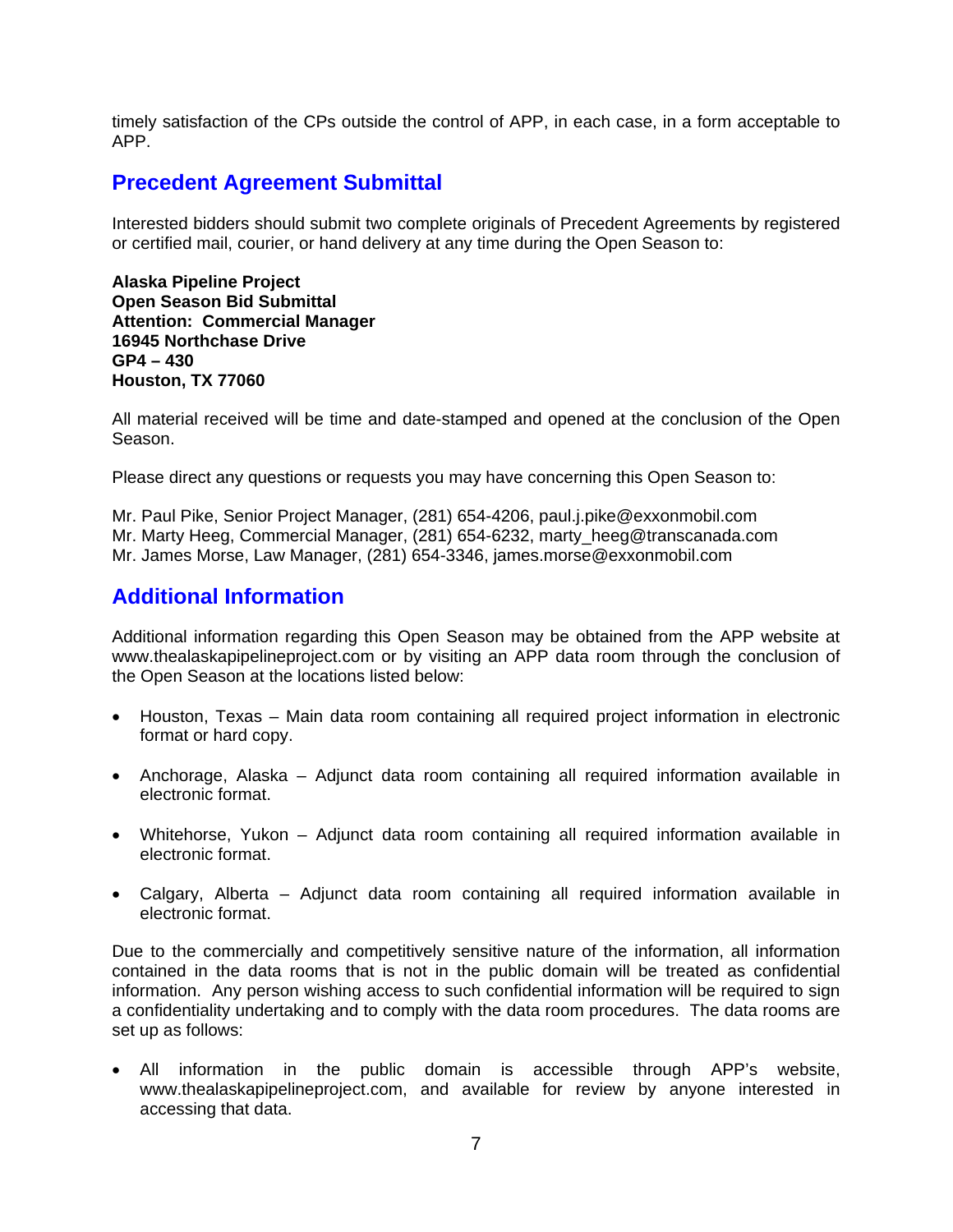timely satisfaction of the CPs outside the control of APP, in each case, in a form acceptable to APP.

## Precedent Agreement Submittal

Interested bidders should submit two complete originals of Precedent Agreements by registered or certified mail, courier, or hand delivery at any time during the Open Season to:

**Alaska Pipeline Project**
**Open Season Bid Submittal**
**Attention: Commercial Manager**
**16945 Northchase Drive**
**GP4 – 430**
**Houston, TX 77060**

All material received will be time and date-stamped and opened at the conclusion of the Open Season.

Please direct any questions or requests you may have concerning this Open Season to:

Mr. Paul Pike, Senior Project Manager, (281) 654-4206, paul.j.pike@exxonmobil.com
Mr. Marty Heeg, Commercial Manager, (281) 654-6232, marty_heeg@transcanada.com
Mr. James Morse, Law Manager, (281) 654-3346, james.morse@exxonmobil.com

## Additional Information

Additional information regarding this Open Season may be obtained from the APP website at www.thealaskapipelineproject.com or by visiting an APP data room through the conclusion of the Open Season at the locations listed below:

- Houston, Texas – Main data room containing all required project information in electronic format or hard copy.
- Anchorage, Alaska – Adjunct data room containing all required information available in electronic format.
- Whitehorse, Yukon – Adjunct data room containing all required information available in electronic format.
- Calgary, Alberta – Adjunct data room containing all required information available in electronic format.

Due to the commercially and competitively sensitive nature of the information, all information contained in the data rooms that is not in the public domain will be treated as confidential information. Any person wishing access to such confidential information will be required to sign a confidentiality undertaking and to comply with the data room procedures. The data rooms are set up as follows:

- All information in the public domain is accessible through APP's website, www.thealaskapipelineproject.com, and available for review by anyone interested in accessing that data.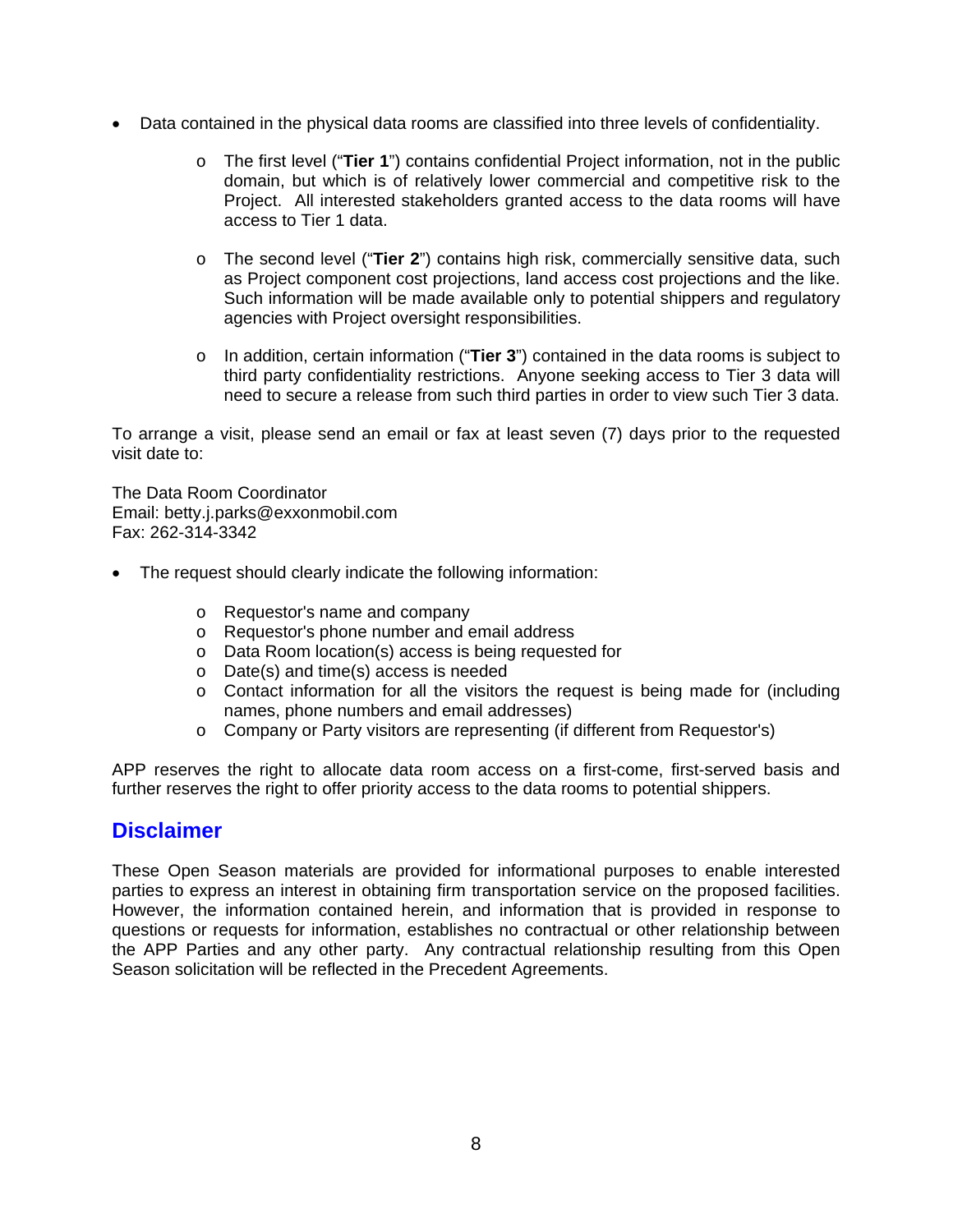- Data contained in the physical data rooms are classified into three levels of confidentiality.
  - The first level ("**Tier 1**") contains confidential Project information, not in the public domain, but which is of relatively lower commercial and competitive risk to the Project. All interested stakeholders granted access to the data rooms will have access to Tier 1 data.
  - The second level ("**Tier 2**") contains high risk, commercially sensitive data, such as Project component cost projections, land access cost projections and the like. Such information will be made available only to potential shippers and regulatory agencies with Project oversight responsibilities.
  - In addition, certain information ("**Tier 3**") contained in the data rooms is subject to third party confidentiality restrictions. Anyone seeking access to Tier 3 data will need to secure a release from such third parties in order to view such Tier 3 data.

To arrange a visit, please send an email or fax at least seven (7) days prior to the requested visit date to:

The Data Room Coordinator
Email: betty.j.parks@exxonmobil.com
Fax: 262-314-3342

- The request should clearly indicate the following information:
  - Requestor's name and company
  - Requestor's phone number and email address
  - Data Room location(s) access is being requested for
  - Date(s) and time(s) access is needed
  - Contact information for all the visitors the request is being made for (including names, phone numbers and email addresses)
  - Company or Party visitors are representing (if different from Requestor's)

APP reserves the right to allocate data room access on a first-come, first-served basis and further reserves the right to offer priority access to the data rooms to potential shippers.

## Disclaimer

These Open Season materials are provided for informational purposes to enable interested parties to express an interest in obtaining firm transportation service on the proposed facilities. However, the information contained herein, and information that is provided in response to questions or requests for information, establishes no contractual or other relationship between the APP Parties and any other party. Any contractual relationship resulting from this Open Season solicitation will be reflected in the Precedent Agreements.